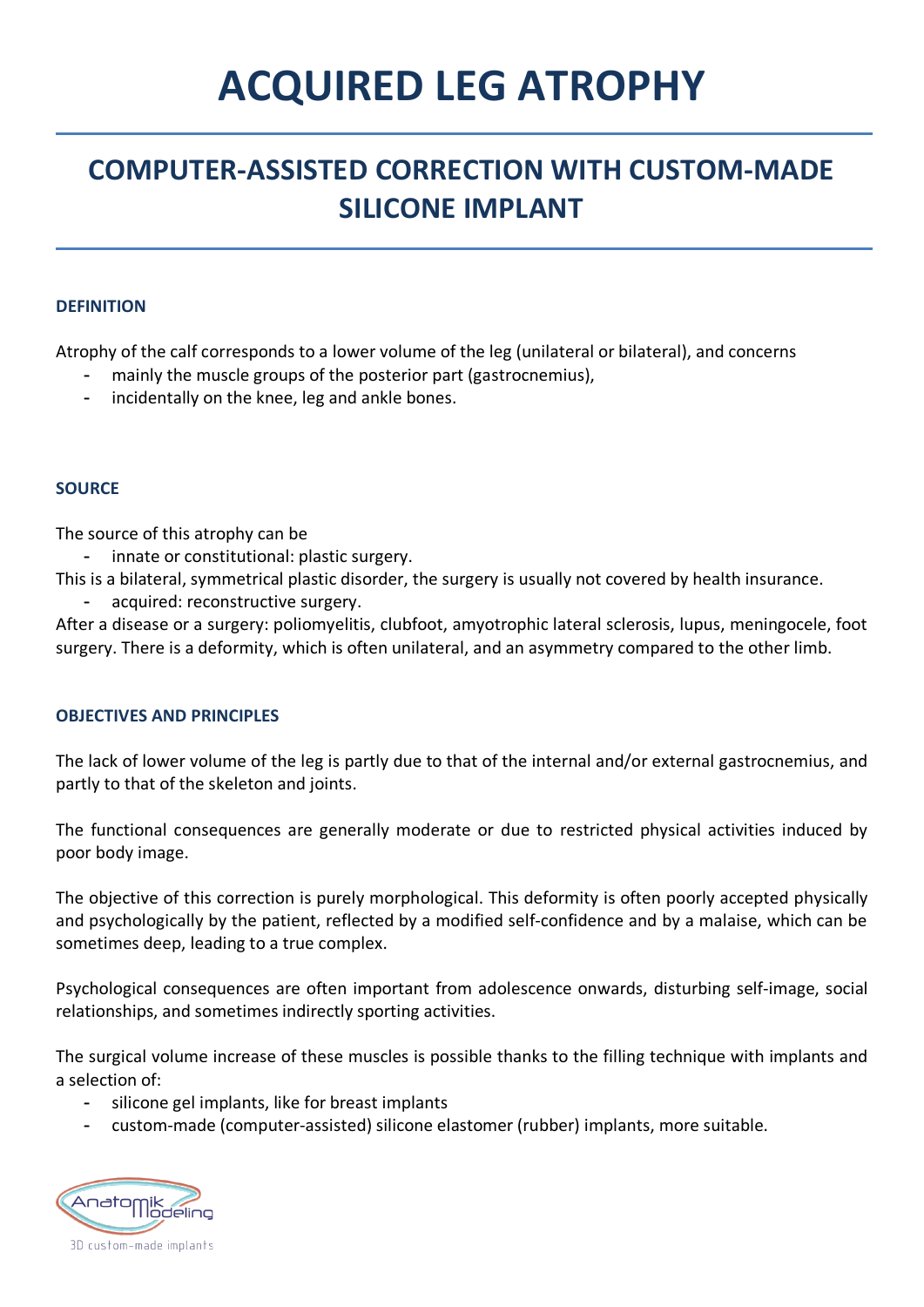# ACQUIRED LEG ATROPHY

## COMPUTER-ASSISTED CORRECTION WITH CUSTOM-MADE SILICONE IMPLANT

### DEFINITION

Atrophy of the calf corresponds to a lower volume of the leg (unilateral or bilateral), and concerns

- mainly the muscle groups of the posterior part (gastrocnemius),
- incidentally on the knee, leg and ankle bones.

### SOURCE

The source of this atrophy can be

- innate or constitutional: plastic surgery.

This is a bilateral, symmetrical plastic disorder, the surgery is usually not covered by health insurance.

- acquired: reconstructive surgery.

After a disease or a surgery: poliomyelitis, clubfoot, amyotrophic lateral sclerosis, lupus, meningocele, foot surgery. There is a deformity, which is often unilateral, and an asymmetry compared to the other limb.

### OBJECTIVES AND PRINCIPLES

The lack of lower volume of the leg is partly due to that of the internal and/or external gastrocnemius, and partly to that of the skeleton and joints.

The functional consequences are generally moderate or due to restricted physical activities induced by poor body image.

The objective of this correction is purely morphological. This deformity is often poorly accepted physically and psychologically by the patient, reflected by a modified self-confidence and by a malaise, which can be sometimes deep, leading to a true complex.

Psychological consequences are often important from adolescence onwards, disturbing self-image, social relationships, and sometimes indirectly sporting activities.

The surgical volume increase of these muscles is possible thanks to the filling technique with implants and a selection of:

- silicone gel implants, like for breast implants
- custom-made (computer-assisted) silicone elastomer (rubber) implants, more suitable.

Anatomik Modeling

3D custom-made implants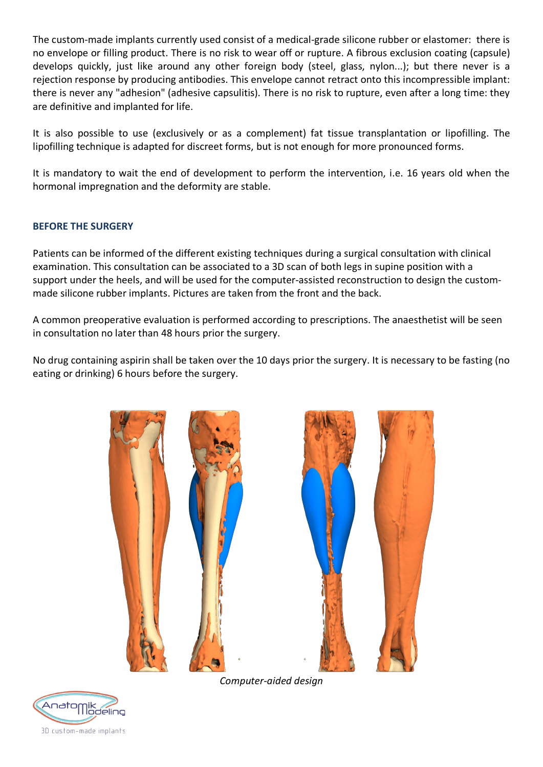The custom-made implants currently used consist of a medical-grade silicone rubber or elastomer: there is no envelope or filling product. There is no risk to wear off or rupture. A fibrous exclusion coating (capsule) develops quickly, just like around any other foreign body (steel, glass, nylon...); but there never is a rejection response by producing antibodies. This envelope cannot retract onto this incompressible implant: there is never any "adhesion" (adhesive capsulitis). There is no risk to rupture, even after a long time: they are definitive and implanted for life.

It is also possible to use (exclusively or as a complement) fat tissue transplantation or lipofilling. The lipofilling technique is adapted for discreet forms, but is not enough for more pronounced forms.

It is mandatory to wait the end of development to perform the intervention, i.e. 16 years old when the hormonal impregnation and the deformity are stable.

## BEFORE THE SURGERY

Patients can be informed of the different existing techniques during a surgical consultation with clinical examination. This consultation can be associated to a 3D scan of both legs in supine position with a support under the heels, and will be used for the computer-assisted reconstruction to design the custom-made silicone rubber implants. Pictures are taken from the front and the back.

A common preoperative evaluation is performed according to prescriptions. The anaesthetist will be seen in consultation no later than 48 hours prior the surgery.

No drug containing aspirin shall be taken over the 10 days prior the surgery. It is necessary to be fasting (no eating or drinking) 6 hours before the surgery.

*Computer-aided design*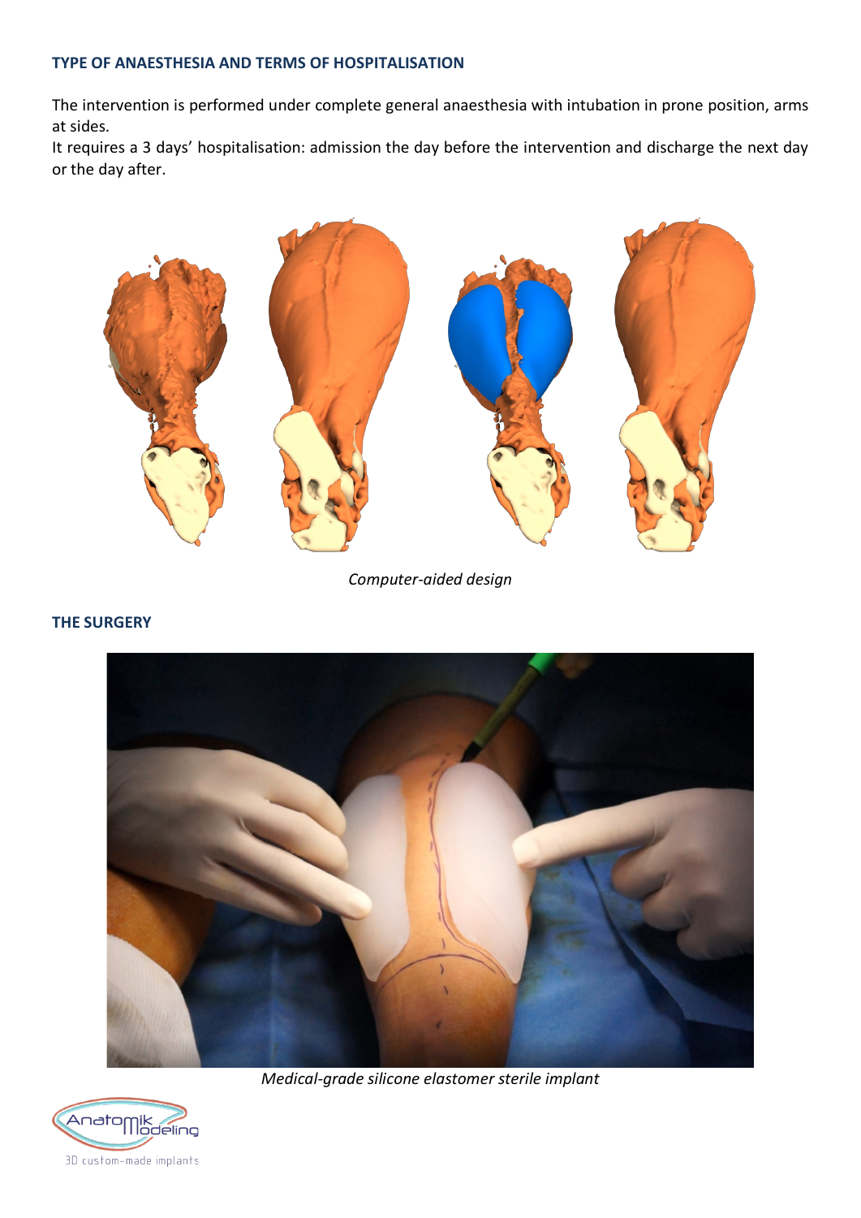## TYPE OF ANAESTHESIA AND TERMS OF HOSPITALISATION

The intervention is performed under complete general anaesthesia with intubation in prone position, arms at sides.
It requires a 3 days' hospitalisation: admission the day before the intervention and discharge the next day or the day after.

*Computer-aided design*

## THE SURGERY

*Medical-grade silicone elastomer sterile implant*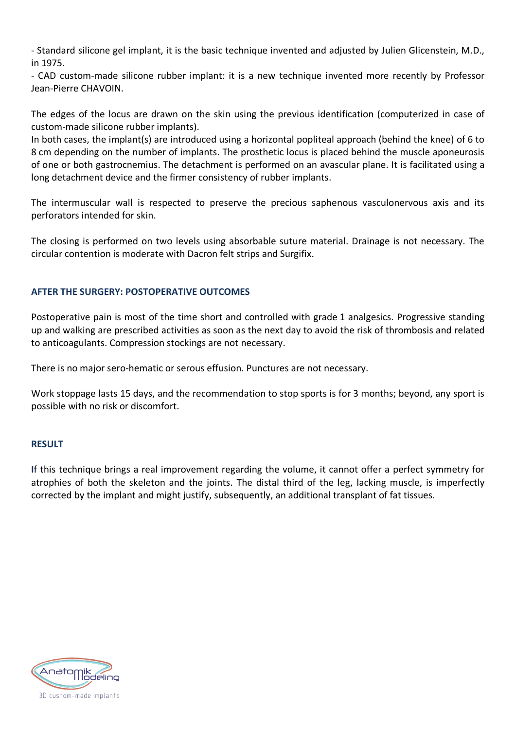- Standard silicone gel implant, it is the basic technique invented and adjusted by Julien Glicenstein, M.D., in 1975.
- CAD custom-made silicone rubber implant: it is a new technique invented more recently by Professor Jean-Pierre CHAVOIN.

The edges of the locus are drawn on the skin using the previous identification (computerized in case of custom-made silicone rubber implants).
In both cases, the implant(s) are introduced using a horizontal popliteal approach (behind the knee) of 6 to 8 cm depending on the number of implants. The prosthetic locus is placed behind the muscle aponeurosis of one or both gastrocnemius. The detachment is performed on an avascular plane. It is facilitated using a long detachment device and the firmer consistency of rubber implants.

The intermuscular wall is respected to preserve the precious saphenous vasculonervous axis and its perforators intended for skin.

The closing is performed on two levels using absorbable suture material. Drainage is not necessary. The circular contention is moderate with Dacron felt strips and Surgifix.

## AFTER THE SURGERY: POSTOPERATIVE OUTCOMES

Postoperative pain is most of the time short and controlled with grade 1 analgesics. Progressive standing up and walking are prescribed activities as soon as the next day to avoid the risk of thrombosis and related to anticoagulants. Compression stockings are not necessary.

There is no major sero-hematic or serous effusion. Punctures are not necessary.

Work stoppage lasts 15 days, and the recommendation to stop sports is for 3 months; beyond, any sport is possible with no risk or discomfort.

## RESULT

**I**f this technique brings a real improvement regarding the volume, it cannot offer a perfect symmetry for atrophies of both the skeleton and the joints. The distal third of the leg, lacking muscle, is imperfectly corrected by the implant and might justify, subsequently, an additional transplant of fat tissues.

Anatomik Modeling
3D custom-made implants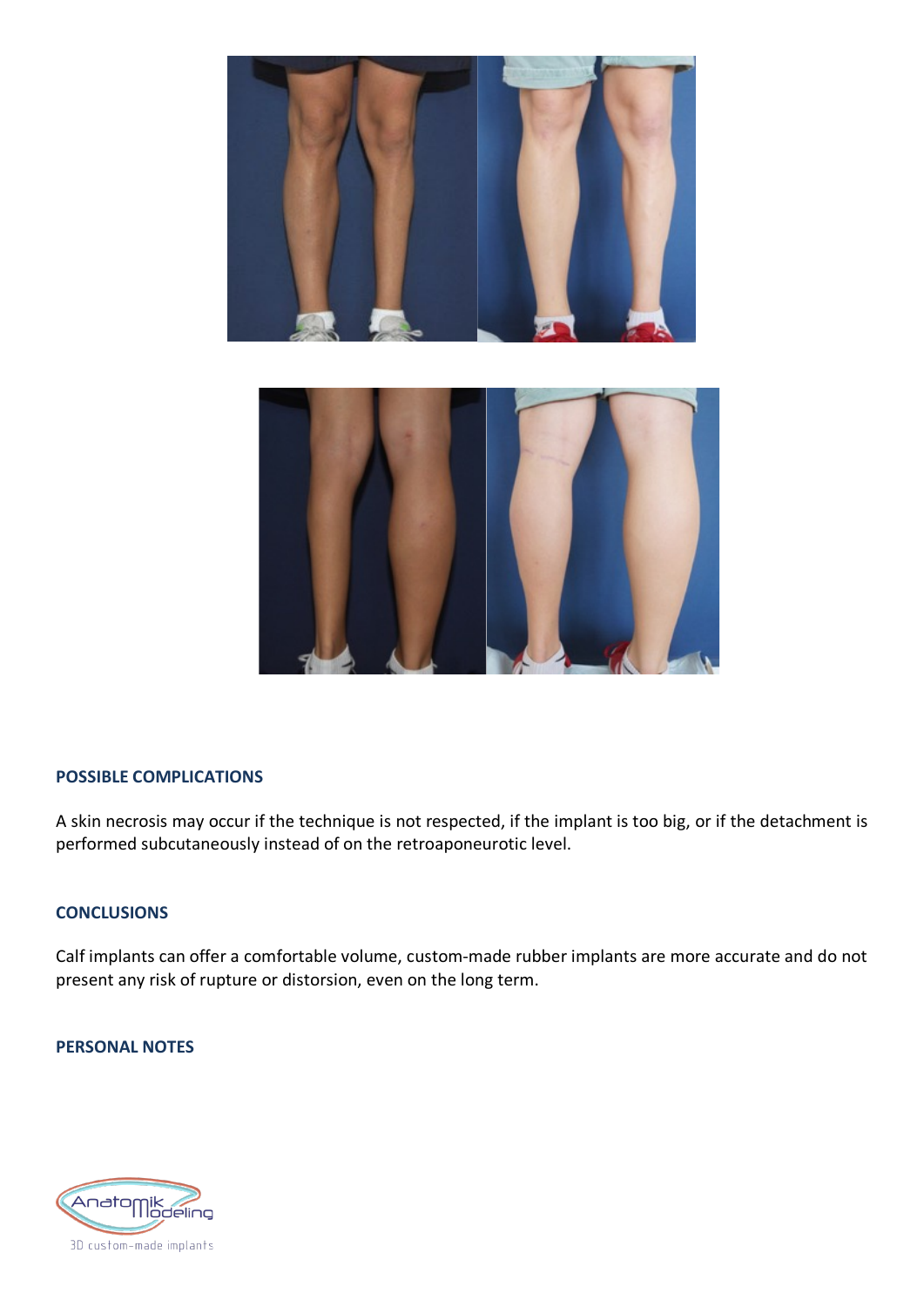## POSSIBLE COMPLICATIONS

A skin necrosis may occur if the technique is not respected, if the implant is too big, or if the detachment is performed subcutaneously instead of on the retroaponeurotic level.

## CONCLUSIONS

Calf implants can offer a comfortable volume, custom-made rubber implants are more accurate and do not present any risk of rupture or distorsion, even on the long term.

## PERSONAL NOTES